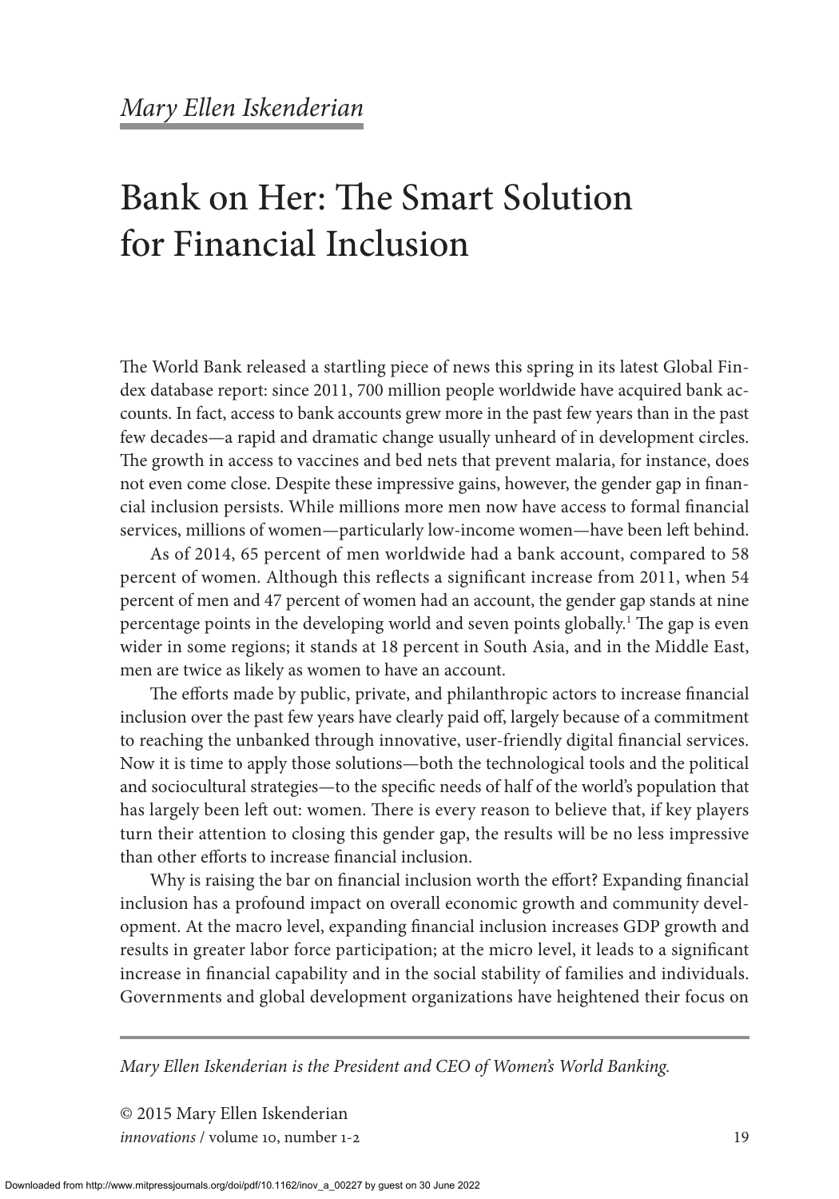*Mary Ellen Iskenderian*

# Bank on Her: The Smart Solution for Financial Inclusion

The World Bank released a startling piece of news this spring in its latest Global Findex database report: since 2011, 700 million people worldwide have acquired bank accounts. In fact, access to bank accounts grew more in the past few years than in the past few decades—a rapid and dramatic change usually unheard of in development circles. The growth in access to vaccines and bed nets that prevent malaria, for instance, does not even come close. Despite these impressive gains, however, the gender gap in financial inclusion persists. While millions more men now have access to formal financial services, millions of women—particularly low-income women—have been left behind.

As of 2014, 65 percent of men worldwide had a bank account, compared to 58 percent of women. Although this reflects a significant increase from 2011, when 54 percent of men and 47 percent of women had an account, the gender gap stands at nine percentage points in the developing world and seven points globally.[1] The gap is even wider in some regions; it stands at 18 percent in South Asia, and in the Middle East, men are twice as likely as women to have an account.

The efforts made by public, private, and philanthropic actors to increase financial inclusion over the past few years have clearly paid off, largely because of a commitment to reaching the unbanked through innovative, user-friendly digital financial services. Now it is time to apply those solutions—both the technological tools and the political and sociocultural strategies—to the specific needs of half of the world's population that has largely been left out: women. There is every reason to believe that, if key players turn their attention to closing this gender gap, the results will be no less impressive than other efforts to increase financial inclusion.

Why is raising the bar on financial inclusion worth the effort? Expanding financial inclusion has a profound impact on overall economic growth and community development. At the macro level, expanding financial inclusion increases GDP growth and results in greater labor force participation; at the micro level, it leads to a significant increase in financial capability and in the social stability of families and individuals. Governments and global development organizations have heightened their focus on

*Mary Ellen Iskenderian is the President and CEO of Women's World Banking.*

© 2015 Mary Ellen Iskenderian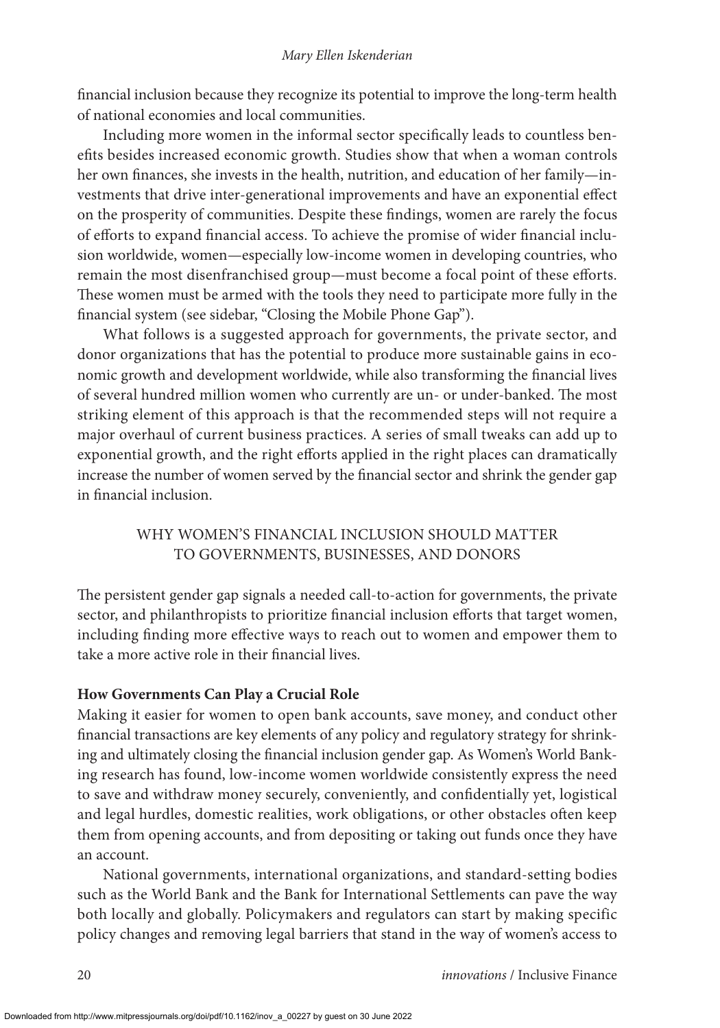financial inclusion because they recognize its potential to improve the long-term health of national economies and local communities.

Including more women in the informal sector specifically leads to countless benefits besides increased economic growth. Studies show that when a woman controls her own finances, she invests in the health, nutrition, and education of her family—investments that drive inter-generational improvements and have an exponential effect on the prosperity of communities. Despite these findings, women are rarely the focus of efforts to expand financial access. To achieve the promise of wider financial inclusion worldwide, women—especially low-income women in developing countries, who remain the most disenfranchised group—must become a focal point of these efforts. These women must be armed with the tools they need to participate more fully in the financial system (see sidebar, "Closing the Mobile Phone Gap").

What follows is a suggested approach for governments, the private sector, and donor organizations that has the potential to produce more sustainable gains in economic growth and development worldwide, while also transforming the financial lives of several hundred million women who currently are un- or under-banked. The most striking element of this approach is that the recommended steps will not require a major overhaul of current business practices. A series of small tweaks can add up to exponential growth, and the right efforts applied in the right places can dramatically increase the number of women served by the financial sector and shrink the gender gap in financial inclusion.

## WHY WOMEN'S FINANCIAL INCLUSION SHOULD MATTER TO GOVERNMENTS, BUSINESSES, AND DONORS

The persistent gender gap signals a needed call-to-action for governments, the private sector, and philanthropists to prioritize financial inclusion efforts that target women, including finding more effective ways to reach out to women and empower them to take a more active role in their financial lives.

### How Governments Can Play a Crucial Role

Making it easier for women to open bank accounts, save money, and conduct other financial transactions are key elements of any policy and regulatory strategy for shrinking and ultimately closing the financial inclusion gender gap. As Women's World Banking research has found, low-income women worldwide consistently express the need to save and withdraw money securely, conveniently, and confidentially yet, logistical and legal hurdles, domestic realities, work obligations, or other obstacles often keep them from opening accounts, and from depositing or taking out funds once they have an account.

National governments, international organizations, and standard-setting bodies such as the World Bank and the Bank for International Settlements can pave the way both locally and globally. Policymakers and regulators can start by making specific policy changes and removing legal barriers that stand in the way of women's access to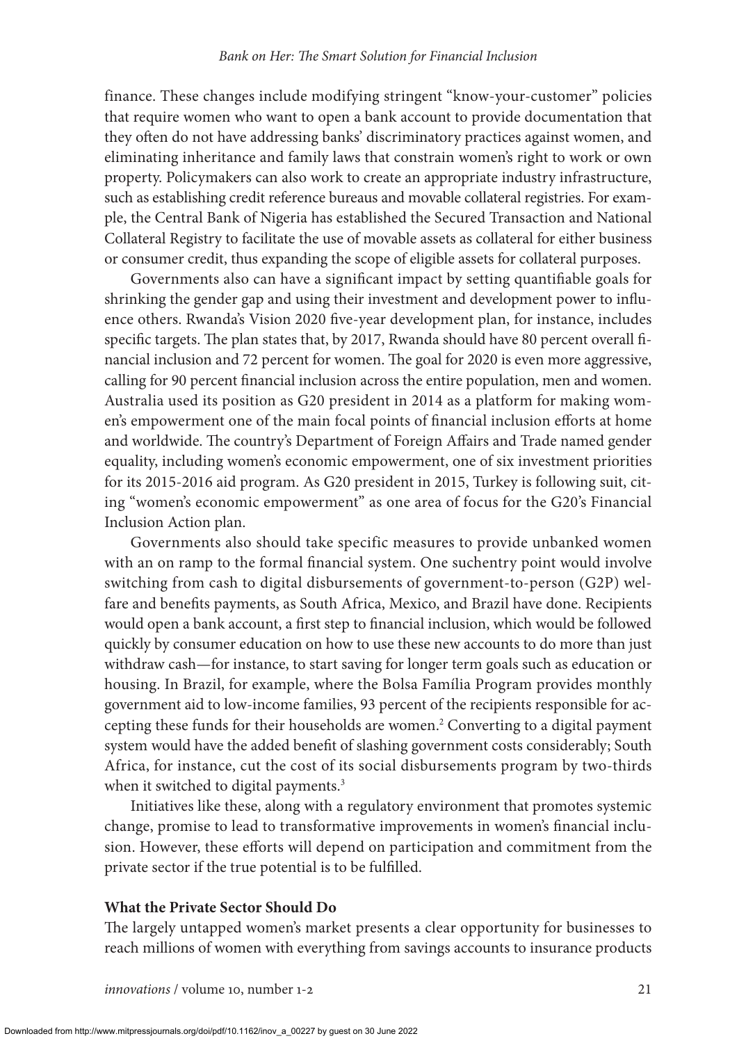finance. These changes include modifying stringent "know-your-customer" policies that require women who want to open a bank account to provide documentation that they often do not have addressing banks' discriminatory practices against women, and eliminating inheritance and family laws that constrain women's right to work or own property. Policymakers can also work to create an appropriate industry infrastructure, such as establishing credit reference bureaus and movable collateral registries. For example, the Central Bank of Nigeria has established the Secured Transaction and National Collateral Registry to facilitate the use of movable assets as collateral for either business or consumer credit, thus expanding the scope of eligible assets for collateral purposes.

Governments also can have a significant impact by setting quantifiable goals for shrinking the gender gap and using their investment and development power to influence others. Rwanda's Vision 2020 five-year development plan, for instance, includes specific targets. The plan states that, by 2017, Rwanda should have 80 percent overall financial inclusion and 72 percent for women. The goal for 2020 is even more aggressive, calling for 90 percent financial inclusion across the entire population, men and women. Australia used its position as G20 president in 2014 as a platform for making women's empowerment one of the main focal points of financial inclusion efforts at home and worldwide. The country's Department of Foreign Affairs and Trade named gender equality, including women's economic empowerment, one of six investment priorities for its 2015-2016 aid program. As G20 president in 2015, Turkey is following suit, citing "women's economic empowerment" as one area of focus for the G20's Financial Inclusion Action plan.

Governments also should take specific measures to provide unbanked women with an on ramp to the formal financial system. One suchentry point would involve switching from cash to digital disbursements of government-to-person (G2P) welfare and benefits payments, as South Africa, Mexico, and Brazil have done. Recipients would open a bank account, a first step to financial inclusion, which would be followed quickly by consumer education on how to use these new accounts to do more than just withdraw cash—for instance, to start saving for longer term goals such as education or housing. In Brazil, for example, where the Bolsa Família Program provides monthly government aid to low-income families, 93 percent of the recipients responsible for accepting these funds for their households are women.[2] Converting to a digital payment system would have the added benefit of slashing government costs considerably; South Africa, for instance, cut the cost of its social disbursements program by two-thirds when it switched to digital payments.[3]

Initiatives like these, along with a regulatory environment that promotes systemic change, promise to lead to transformative improvements in women's financial inclusion. However, these efforts will depend on participation and commitment from the private sector if the true potential is to be fulfilled.

### What the Private Sector Should Do

The largely untapped women's market presents a clear opportunity for businesses to reach millions of women with everything from savings accounts to insurance products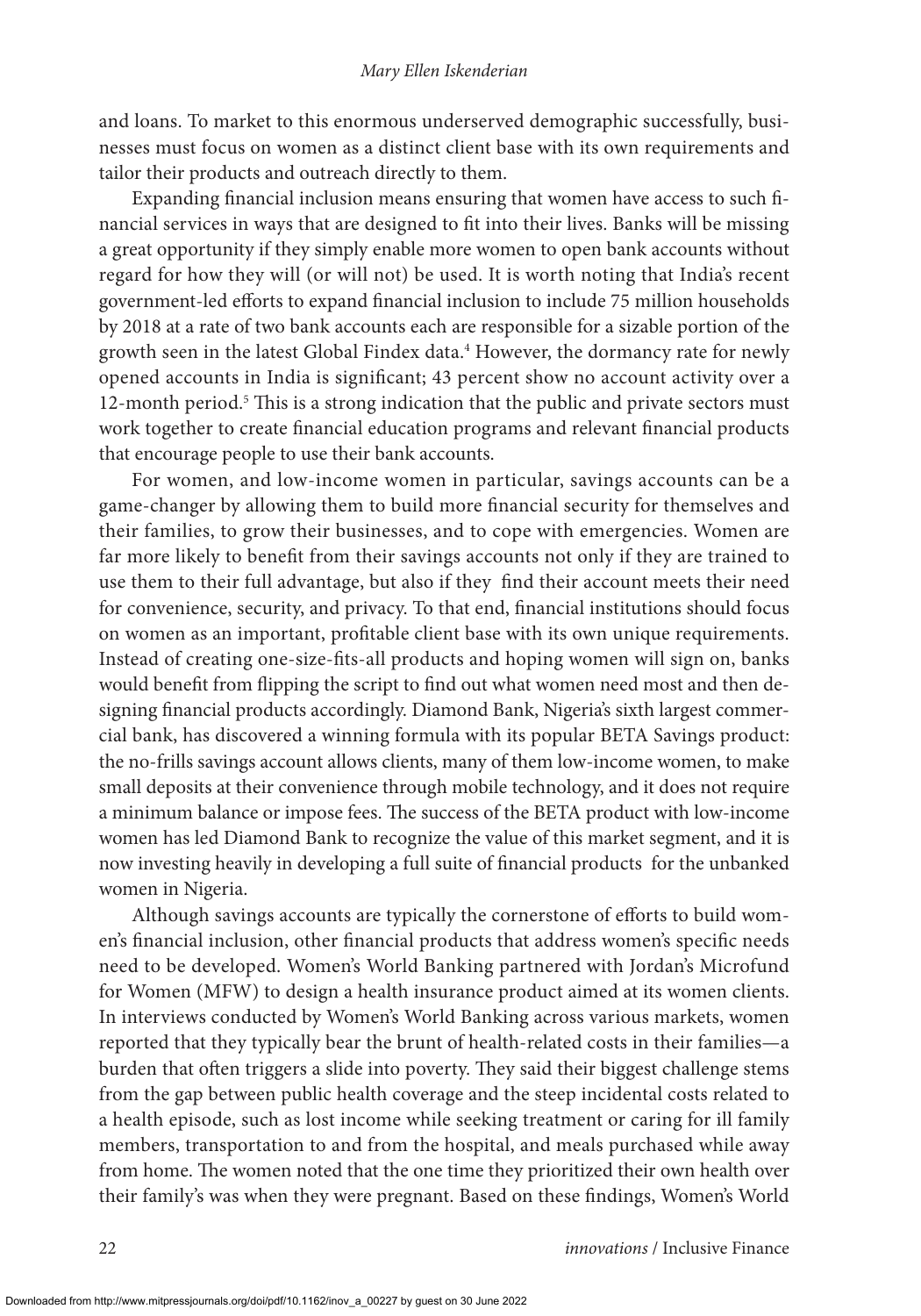and loans. To market to this enormous underserved demographic successfully, businesses must focus on women as a distinct client base with its own requirements and tailor their products and outreach directly to them.

Expanding financial inclusion means ensuring that women have access to such financial services in ways that are designed to fit into their lives. Banks will be missing a great opportunity if they simply enable more women to open bank accounts without regard for how they will (or will not) be used. It is worth noting that India's recent government-led efforts to expand financial inclusion to include 75 million households by 2018 at a rate of two bank accounts each are responsible for a sizable portion of the growth seen in the latest Global Findex data.[4] However, the dormancy rate for newly opened accounts in India is significant; 43 percent show no account activity over a 12-month period.[5] This is a strong indication that the public and private sectors must work together to create financial education programs and relevant financial products that encourage people to use their bank accounts.

For women, and low-income women in particular, savings accounts can be a game-changer by allowing them to build more financial security for themselves and their families, to grow their businesses, and to cope with emergencies. Women are far more likely to benefit from their savings accounts not only if they are trained to use them to their full advantage, but also if they find their account meets their need for convenience, security, and privacy. To that end, financial institutions should focus on women as an important, profitable client base with its own unique requirements. Instead of creating one-size-fits-all products and hoping women will sign on, banks would benefit from flipping the script to find out what women need most and then designing financial products accordingly. Diamond Bank, Nigeria's sixth largest commercial bank, has discovered a winning formula with its popular BETA Savings product: the no-frills savings account allows clients, many of them low-income women, to make small deposits at their convenience through mobile technology, and it does not require a minimum balance or impose fees. The success of the BETA product with low-income women has led Diamond Bank to recognize the value of this market segment, and it is now investing heavily in developing a full suite of financial products for the unbanked women in Nigeria.

Although savings accounts are typically the cornerstone of efforts to build women's financial inclusion, other financial products that address women's specific needs need to be developed. Women's World Banking partnered with Jordan's Microfund for Women (MFW) to design a health insurance product aimed at its women clients. In interviews conducted by Women's World Banking across various markets, women reported that they typically bear the brunt of health-related costs in their families—a burden that often triggers a slide into poverty. They said their biggest challenge stems from the gap between public health coverage and the steep incidental costs related to a health episode, such as lost income while seeking treatment or caring for ill family members, transportation to and from the hospital, and meals purchased while away from home. The women noted that the one time they prioritized their own health over their family's was when they were pregnant. Based on these findings, Women's World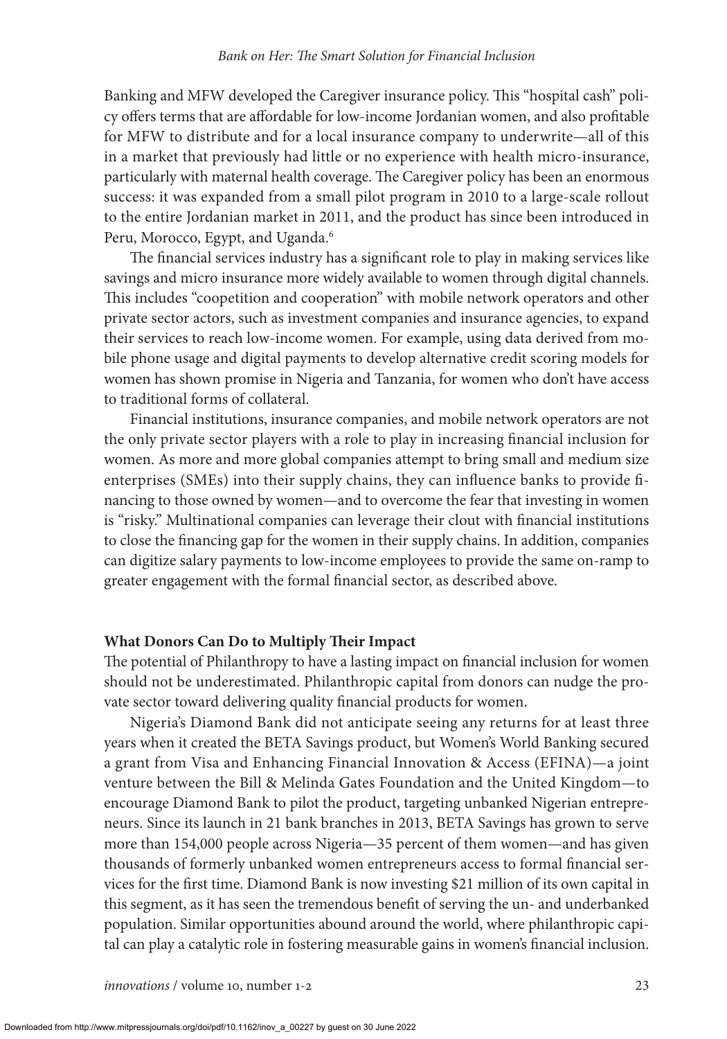Banking and MFW developed the Caregiver insurance policy. This "hospital cash" policy offers terms that are affordable for low-income Jordanian women, and also profitable for MFW to distribute and for a local insurance company to underwrite—all of this in a market that previously had little or no experience with health micro-insurance, particularly with maternal health coverage. The Caregiver policy has been an enormous success: it was expanded from a small pilot program in 2010 to a large-scale rollout to the entire Jordanian market in 2011, and the product has since been introduced in Peru, Morocco, Egypt, and Uganda.[6]

The financial services industry has a significant role to play in making services like savings and micro insurance more widely available to women through digital channels. This includes "coopetition and cooperation" with mobile network operators and other private sector actors, such as investment companies and insurance agencies, to expand their services to reach low-income women. For example, using data derived from mobile phone usage and digital payments to develop alternative credit scoring models for women has shown promise in Nigeria and Tanzania, for women who don't have access to traditional forms of collateral.

Financial institutions, insurance companies, and mobile network operators are not the only private sector players with a role to play in increasing financial inclusion for women. As more and more global companies attempt to bring small and medium size enterprises (SMEs) into their supply chains, they can influence banks to provide financing to those owned by women—and to overcome the fear that investing in women is "risky." Multinational companies can leverage their clout with financial institutions to close the financing gap for the women in their supply chains. In addition, companies can digitize salary payments to low-income employees to provide the same on-ramp to greater engagement with the formal financial sector, as described above.

## What Donors Can Do to Multiply Their Impact

The potential of Philanthropy to have a lasting impact on financial inclusion for women should not be underestimated. Philanthropic capital from donors can nudge the provate sector toward delivering quality financial products for women.

Nigeria's Diamond Bank did not anticipate seeing any returns for at least three years when it created the BETA Savings product, but Women's World Banking secured a grant from Visa and Enhancing Financial Innovation & Access (EFINA)—a joint venture between the Bill & Melinda Gates Foundation and the United Kingdom—to encourage Diamond Bank to pilot the product, targeting unbanked Nigerian entrepreneurs. Since its launch in 21 bank branches in 2013, BETA Savings has grown to serve more than 154,000 people across Nigeria—35 percent of them women—and has given thousands of formerly unbanked women entrepreneurs access to formal financial services for the first time. Diamond Bank is now investing $21 million of its own capital in this segment, as it has seen the tremendous benefit of serving the un- and underbanked population. Similar opportunities abound around the world, where philanthropic capital can play a catalytic role in fostering measurable gains in women's financial inclusion.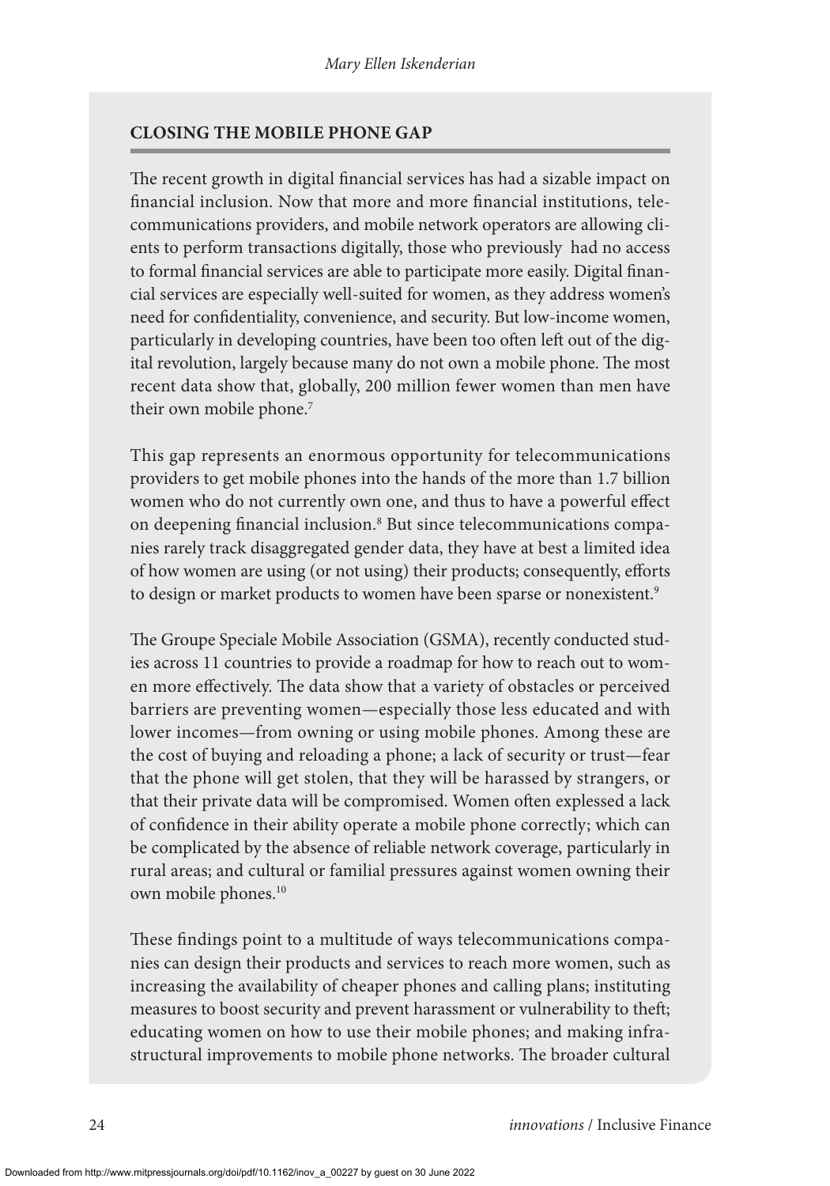## CLOSING THE MOBILE PHONE GAP

The recent growth in digital financial services has had a sizable impact on financial inclusion. Now that more and more financial institutions, telecommunications providers, and mobile network operators are allowing clients to perform transactions digitally, those who previously had no access to formal financial services are able to participate more easily. Digital financial services are especially well-suited for women, as they address women's need for confidentiality, convenience, and security. But low-income women, particularly in developing countries, have been too often left out of the digital revolution, largely because many do not own a mobile phone. The most recent data show that, globally, 200 million fewer women than men have their own mobile phone.[7]

This gap represents an enormous opportunity for telecommunications providers to get mobile phones into the hands of the more than 1.7 billion women who do not currently own one, and thus to have a powerful effect on deepening financial inclusion.[8] But since telecommunications companies rarely track disaggregated gender data, they have at best a limited idea of how women are using (or not using) their products; consequently, efforts to design or market products to women have been sparse or nonexistent.[9]

The Groupe Speciale Mobile Association (GSMA), recently conducted studies across 11 countries to provide a roadmap for how to reach out to women more effectively. The data show that a variety of obstacles or perceived barriers are preventing women—especially those less educated and with lower incomes—from owning or using mobile phones. Among these are the cost of buying and reloading a phone; a lack of security or trust—fear that the phone will get stolen, that they will be harassed by strangers, or that their private data will be compromised. Women often explessed a lack of confidence in their ability operate a mobile phone correctly; which can be complicated by the absence of reliable network coverage, particularly in rural areas; and cultural or familial pressures against women owning their own mobile phones.[10]

These findings point to a multitude of ways telecommunications companies can design their products and services to reach more women, such as increasing the availability of cheaper phones and calling plans; instituting measures to boost security and prevent harassment or vulnerability to theft; educating women on how to use their mobile phones; and making infrastructural improvements to mobile phone networks. The broader cultural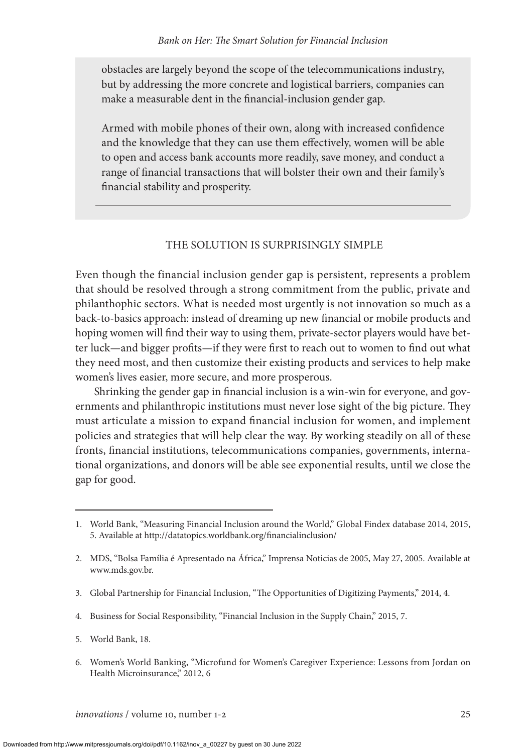obstacles are largely beyond the scope of the telecommunications industry, but by addressing the more concrete and logistical barriers, companies can make a measurable dent in the financial-inclusion gender gap.

Armed with mobile phones of their own, along with increased confidence and the knowledge that they can use them effectively, women will be able to open and access bank accounts more readily, save money, and conduct a range of financial transactions that will bolster their own and their family's financial stability and prosperity.

## THE SOLUTION IS SURPRISINGLY SIMPLE

Even though the financial inclusion gender gap is persistent, represents a problem that should be resolved through a strong commitment from the public, private and philanthophic sectors. What is needed most urgently is not innovation so much as a back-to-basics approach: instead of dreaming up new financial or mobile products and hoping women will find their way to using them, private-sector players would have better luck—and bigger profits—if they were first to reach out to women to find out what they need most, and then customize their existing products and services to help make women's lives easier, more secure, and more prosperous.

Shrinking the gender gap in financial inclusion is a win-win for everyone, and governments and philanthropic institutions must never lose sight of the big picture. They must articulate a mission to expand financial inclusion for women, and implement policies and strategies that will help clear the way. By working steadily on all of these fronts, financial institutions, telecommunications companies, governments, international organizations, and donors will be able see exponential results, until we close the gap for good.

---

1. World Bank, "Measuring Financial Inclusion around the World," Global Findex database 2014, 2015, 5. Available at http://datatopics.worldbank.org/financialinclusion/
2. MDS, "Bolsa Família é Apresentado na África," Imprensa Noticias de 2005, May 27, 2005. Available at www.mds.gov.br.
3. Global Partnership for Financial Inclusion, "The Opportunities of Digitizing Payments," 2014, 4.
4. Business for Social Responsibility, "Financial Inclusion in the Supply Chain," 2015, 7.
5. World Bank, 18.
6. Women's World Banking, "Microfund for Women's Caregiver Experience: Lessons from Jordan on Health Microinsurance," 2012, 6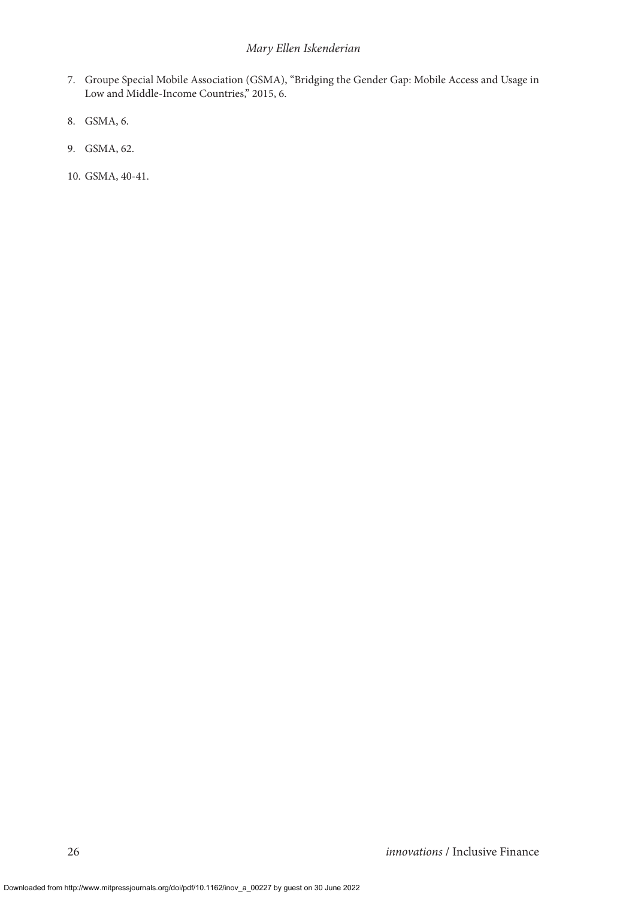7. Groupe Special Mobile Association (GSMA), "Bridging the Gender Gap: Mobile Access and Usage in Low and Middle-Income Countries," 2015, 6.

8. GSMA, 6.

9. GSMA, 62.

10. GSMA, 40-41.